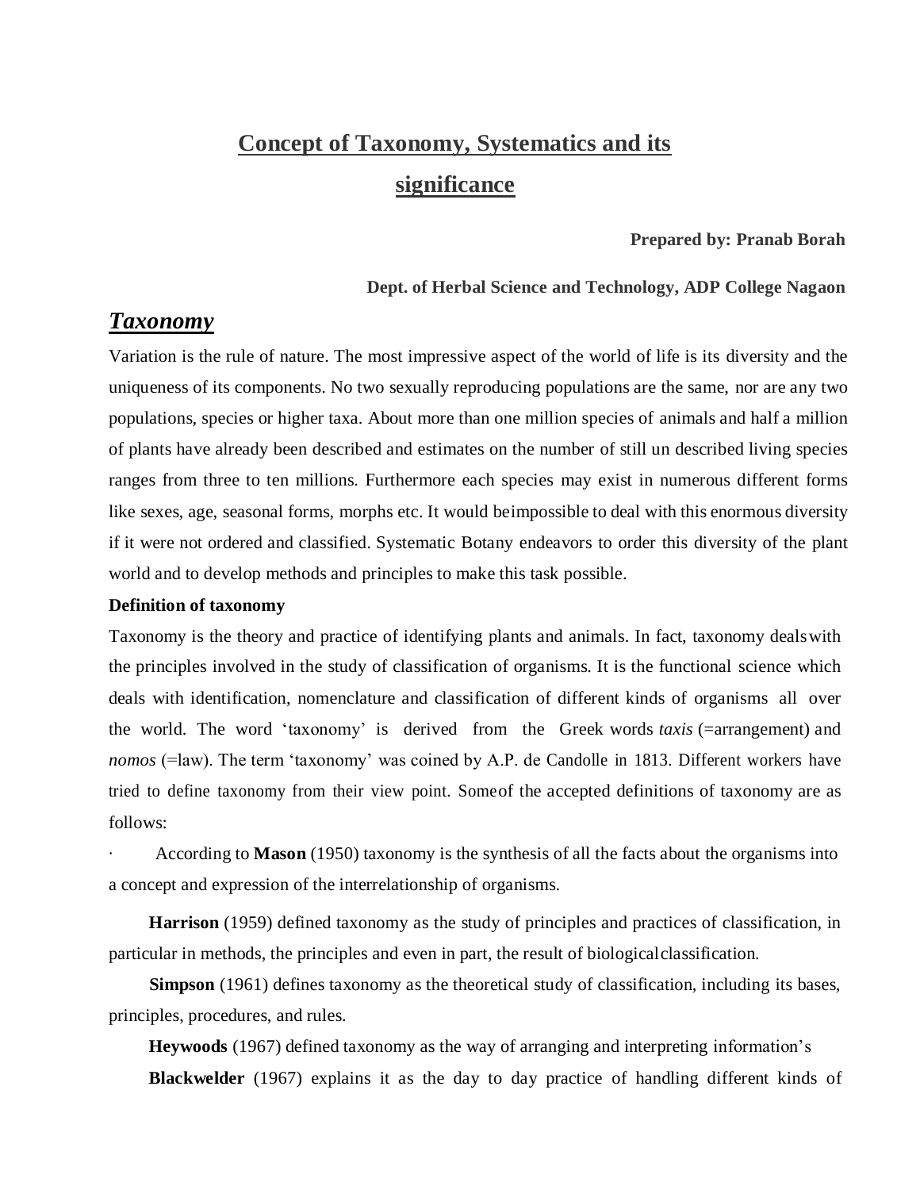# Concept of Taxonomy, Systematics and its significance

**Prepared by: Pranab Borah**

**Dept. of Herbal Science and Technology, ADP College Nagaon**

## *Taxonomy*

Variation is the rule of nature. The most impressive aspect of the world of life is its diversity and the uniqueness of its components. No two sexually reproducing populations are the same, nor are any two populations, species or higher taxa. About more than one million species of animals and half a million of plants have already been described and estimates on the number of still un described living species ranges from three to ten millions. Furthermore each species may exist in numerous different forms like sexes, age, seasonal forms, morphs etc. It would beimpossible to deal with this enormous diversity if it were not ordered and classified. Systematic Botany endeavors to order this diversity of the plant world and to develop methods and principles to make this task possible.

**Definition of taxonomy**

Taxonomy is the theory and practice of identifying plants and animals. In fact, taxonomy dealswith the principles involved in the study of classification of organisms. It is the functional science which deals with identification, nomenclature and classification of different kinds of organisms all over the world. The word 'taxonomy' is derived from the Greek words *taxis* (=arrangement) and *nomos* (=law). The term 'taxonomy' was coined by A.P. de Candolle in 1813. Different workers have tried to define taxonomy from their view point. Someof the accepted definitions of taxonomy are as follows:

· According to **Mason** (1950) taxonomy is the synthesis of all the facts about the organisms into a concept and expression of the interrelationship of organisms.

**Harrison** (1959) defined taxonomy as the study of principles and practices of classification, in particular in methods, the principles and even in part, the result of biologicalclassification.

**Simpson** (1961) defines taxonomy as the theoretical study of classification, including its bases, principles, procedures, and rules.

**Heywoods** (1967) defined taxonomy as the way of arranging and interpreting information's

**Blackwelder** (1967) explains it as the day to day practice of handling different kinds of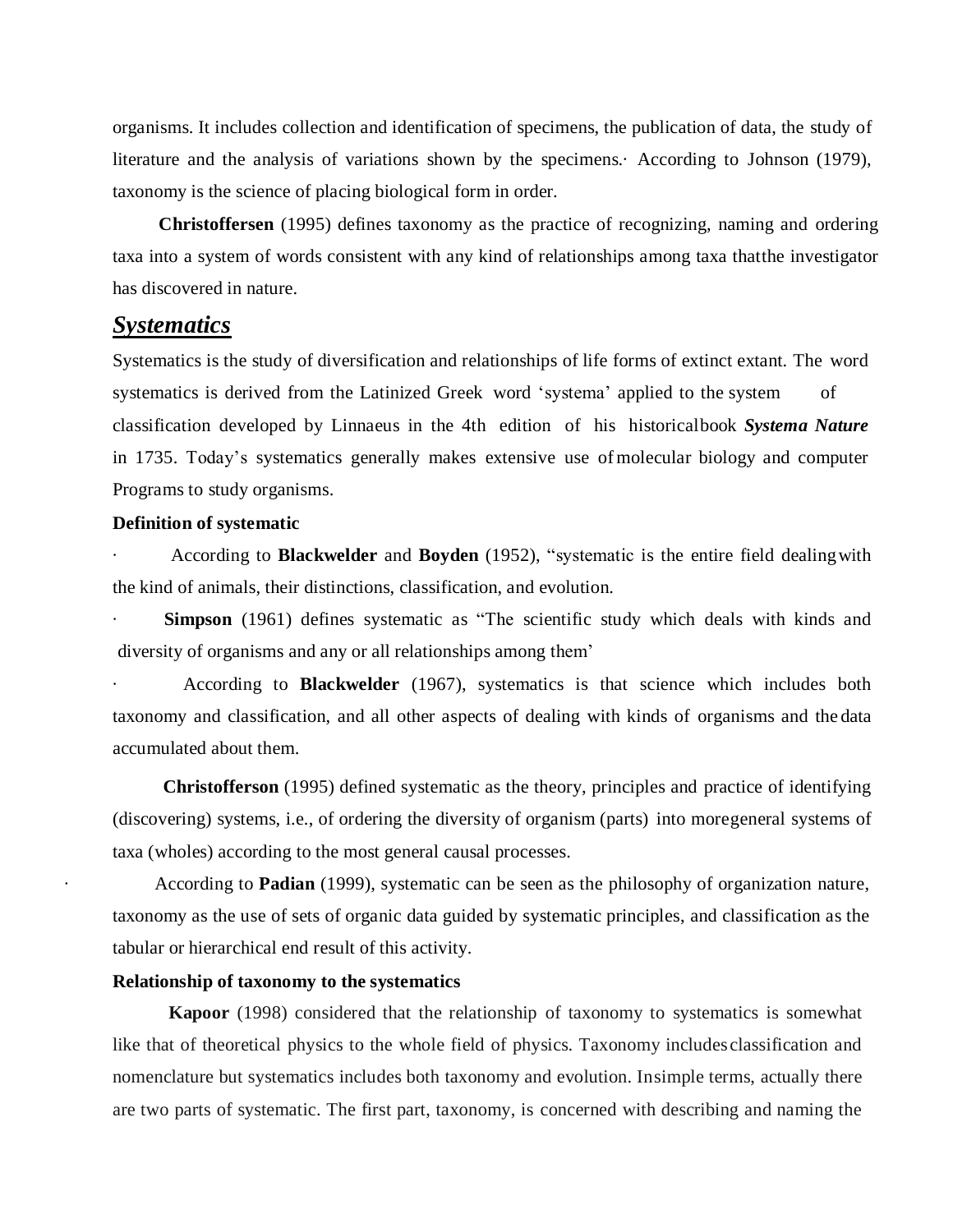organisms. It includes collection and identification of specimens, the publication of data, the study of literature and the analysis of variations shown by the specimens.· According to Johnson (1979), taxonomy is the science of placing biological form in order.

**Christoffersen** (1995) defines taxonomy as the practice of recognizing, naming and ordering taxa into a system of words consistent with any kind of relationships among taxa thatthe investigator has discovered in nature.

## ***Systematics***

Systematics is the study of diversification and relationships of life forms of extinct extant. The word systematics is derived from the Latinized Greek word 'systema' applied to the system of classification developed by Linnaeus in the 4th edition of his historicalbook ***Systema Nature*** in 1735. Today's systematics generally makes extensive use of molecular biology and computer Programs to study organisms.

**Definition of systematic**

· According to **Blackwelder** and **Boyden** (1952), "systematic is the entire field dealingwith the kind of animals, their distinctions, classification, and evolution.

· **Simpson** (1961) defines systematic as "The scientific study which deals with kinds and diversity of organisms and any or all relationships among them'

· According to **Blackwelder** (1967), systematics is that science which includes both taxonomy and classification, and all other aspects of dealing with kinds of organisms and the data accumulated about them.

**Christofferson** (1995) defined systematic as the theory, principles and practice of identifying (discovering) systems, i.e., of ordering the diversity of organism (parts) into moregeneral systems of taxa (wholes) according to the most general causal processes.

· According to **Padian** (1999), systematic can be seen as the philosophy of organization nature, taxonomy as the use of sets of organic data guided by systematic principles, and classification as the tabular or hierarchical end result of this activity.

**Relationship of taxonomy to the systematics**

**Kapoor** (1998) considered that the relationship of taxonomy to systematics is somewhat like that of theoretical physics to the whole field of physics. Taxonomy includesclassification and nomenclature but systematics includes both taxonomy and evolution. Insimple terms, actually there are two parts of systematic. The first part, taxonomy, is concerned with describing and naming the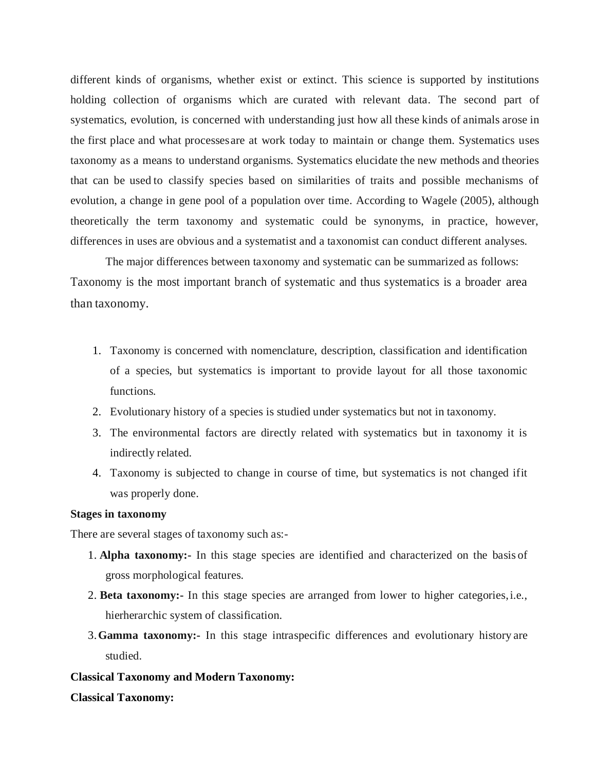different kinds of organisms, whether exist or extinct. This science is supported by institutions holding collection of organisms which are curated with relevant data. The second part of systematics, evolution, is concerned with understanding just how all these kinds of animals arose in the first place and what processes are at work today to maintain or change them. Systematics uses taxonomy as a means to understand organisms. Systematics elucidate the new methods and theories that can be used to classify species based on similarities of traits and possible mechanisms of evolution, a change in gene pool of a population over time. According to Wagele (2005), although theoretically the term taxonomy and systematic could be synonyms, in practice, however, differences in uses are obvious and a systematist and a taxonomist can conduct different analyses.

The major differences between taxonomy and systematic can be summarized as follows: Taxonomy is the most important branch of systematic and thus systematics is a broader area than taxonomy.

1. Taxonomy is concerned with nomenclature, description, classification and identification of a species, but systematics is important to provide layout for all those taxonomic functions.
2. Evolutionary history of a species is studied under systematics but not in taxonomy.
3. The environmental factors are directly related with systematics but in taxonomy it is indirectly related.
4. Taxonomy is subjected to change in course of time, but systematics is not changed if it was properly done.

**Stages in taxonomy**

There are several stages of taxonomy such as:-

1. **Alpha taxonomy:-** In this stage species are identified and characterized on the basis of gross morphological features.
2. **Beta taxonomy:-** In this stage species are arranged from lower to higher categories, i.e., hierherarchic system of classification.
3. **Gamma taxonomy:-** In this stage intraspecific differences and evolutionary history are studied.

**Classical Taxonomy and Modern Taxonomy:**

**Classical Taxonomy:**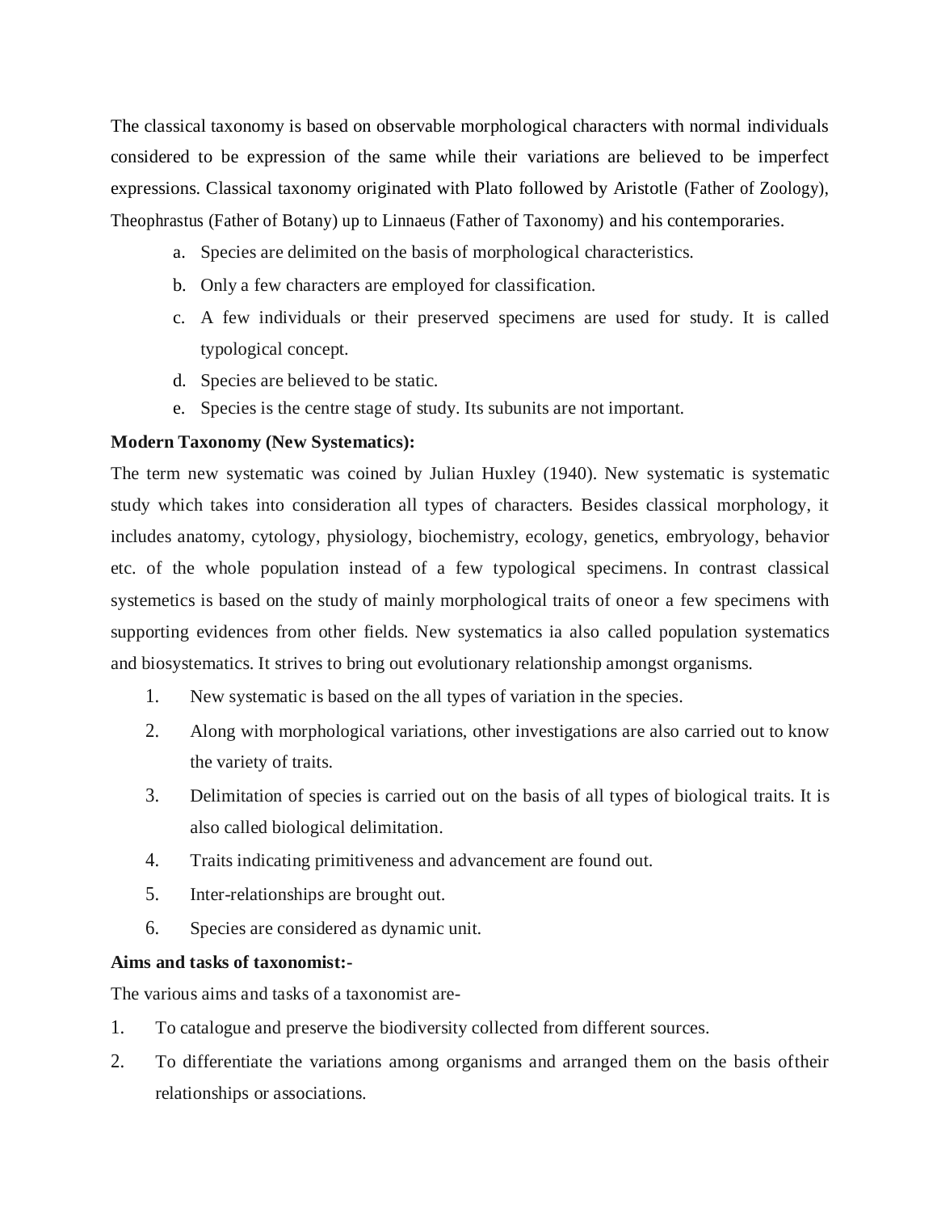The classical taxonomy is based on observable morphological characters with normal individuals considered to be expression of the same while their variations are believed to be imperfect expressions. Classical taxonomy originated with Plato followed by Aristotle (Father of Zoology), Theophrastus (Father of Botany) up to Linnaeus (Father of Taxonomy) and his contemporaries.

a. Species are delimited on the basis of morphological characteristics.
b. Only a few characters are employed for classification.
c. A few individuals or their preserved specimens are used for study. It is called typological concept.
d. Species are believed to be static.
e. Species is the centre stage of study. Its subunits are not important.

**Modern Taxonomy (New Systematics):**

The term new systematic was coined by Julian Huxley (1940). New systematic is systematic study which takes into consideration all types of characters. Besides classical morphology, it includes anatomy, cytology, physiology, biochemistry, ecology, genetics, embryology, behavior etc. of the whole population instead of a few typological specimens. In contrast classical systemetics is based on the study of mainly morphological traits of oneor a few specimens with supporting evidences from other fields. New systematics ia also called population systematics and biosystematics. It strives to bring out evolutionary relationship amongst organisms.

1. New systematic is based on the all types of variation in the species.
2. Along with morphological variations, other investigations are also carried out to know the variety of traits.
3. Delimitation of species is carried out on the basis of all types of biological traits. It is also called biological delimitation.
4. Traits indicating primitiveness and advancement are found out.
5. Inter-relationships are brought out.
6. Species are considered as dynamic unit.

**Aims and tasks of taxonomist:-**

The various aims and tasks of a taxonomist are-

1. To catalogue and preserve the biodiversity collected from different sources.
2. To differentiate the variations among organisms and arranged them on the basis oftheir relationships or associations.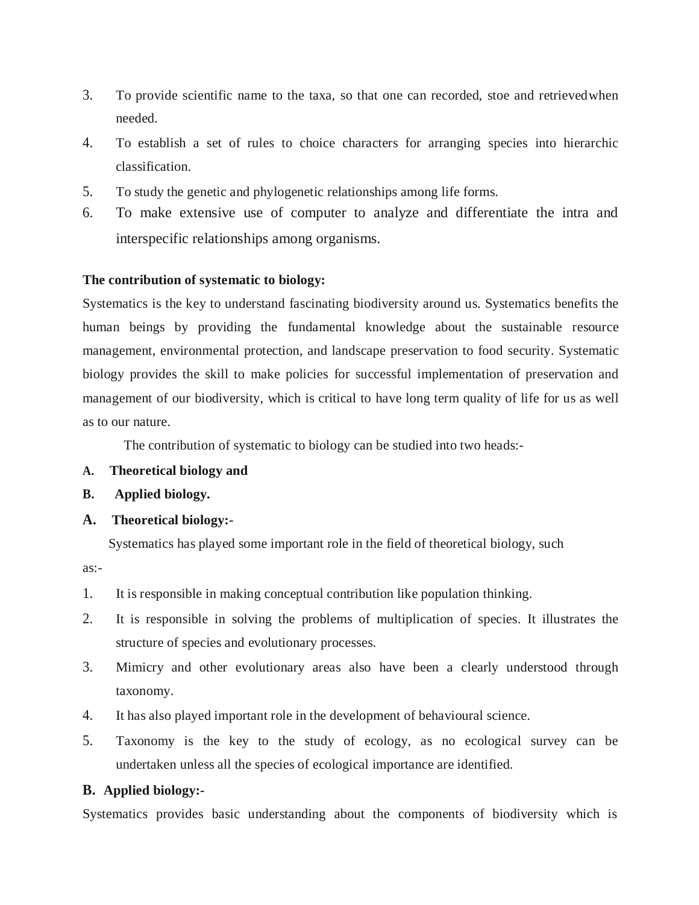3. To provide scientific name to the taxa, so that one can recorded, stoe and retrievedwhen needed.
4. To establish a set of rules to choice characters for arranging species into hierarchic classification.
5. To study the genetic and phylogenetic relationships among life forms.
6. To make extensive use of computer to analyze and differentiate the intra and interspecific relationships among organisms.

**The contribution of systematic to biology:**

Systematics is the key to understand fascinating biodiversity around us. Systematics benefits the human beings by providing the fundamental knowledge about the sustainable resource management, environmental protection, and landscape preservation to food security. Systematic biology provides the skill to make policies for successful implementation of preservation and management of our biodiversity, which is critical to have long term quality of life for us as well as to our nature.

The contribution of systematic to biology can be studied into two heads:-

**A. Theoretical biology and**

**B. Applied biology.**

**A. Theoretical biology:-**

Systematics has played some important role in the field of theoretical biology, such as:-

1. It is responsible in making conceptual contribution like population thinking.
2. It is responsible in solving the problems of multiplication of species. It illustrates the structure of species and evolutionary processes.
3. Mimicry and other evolutionary areas also have been a clearly understood through taxonomy.
4. It has also played important role in the development of behavioural science.
5. Taxonomy is the key to the study of ecology, as no ecological survey can be undertaken unless all the species of ecological importance are identified.

**B. Applied biology:-**

Systematics provides basic understanding about the components of biodiversity which is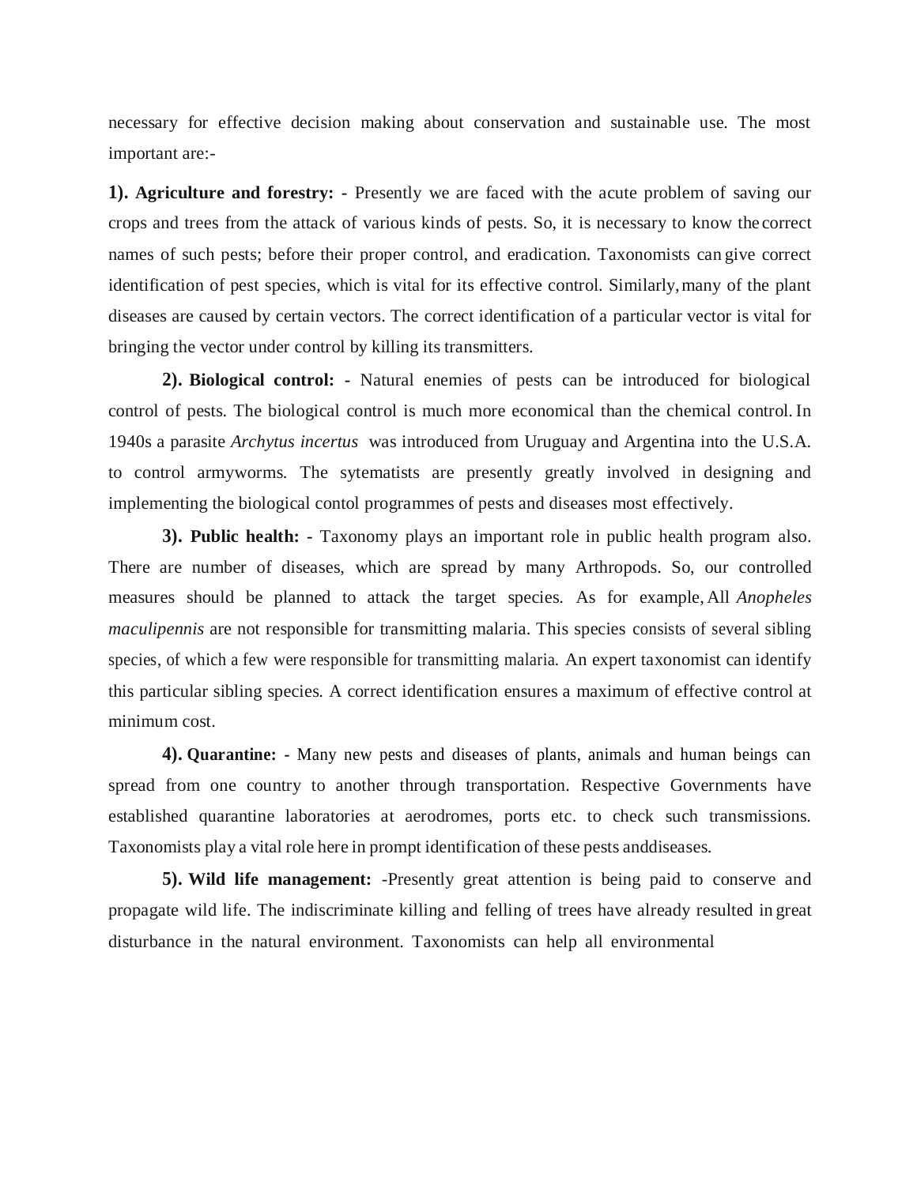necessary for effective decision making about conservation and sustainable use. The most important are:-

**1). Agriculture and forestry: -** Presently we are faced with the acute problem of saving our crops and trees from the attack of various kinds of pests. So, it is necessary to know the correct names of such pests; before their proper control, and eradication. Taxonomists can give correct identification of pest species, which is vital for its effective control. Similarly, many of the plant diseases are caused by certain vectors. The correct identification of a particular vector is vital for bringing the vector under control by killing its transmitters.

**2). Biological control: -** Natural enemies of pests can be introduced for biological control of pests. The biological control is much more economical than the chemical control. In 1940s a parasite *Archytus incertus* was introduced from Uruguay and Argentina into the U.S.A. to control armyworms. The sytematists are presently greatly involved in designing and implementing the biological contol programmes of pests and diseases most effectively.

**3). Public health: -** Taxonomy plays an important role in public health program also. There are number of diseases, which are spread by many Arthropods. So, our controlled measures should be planned to attack the target species. As for example, All *Anopheles maculipennis* are not responsible for transmitting malaria. This species consists of several sibling species, of which a few were responsible for transmitting malaria. An expert taxonomist can identify this particular sibling species. A correct identification ensures a maximum of effective control at minimum cost.

**4). Quarantine: -** Many new pests and diseases of plants, animals and human beings can spread from one country to another through transportation. Respective Governments have established quarantine laboratories at aerodromes, ports etc. to check such transmissions. Taxonomists play a vital role here in prompt identification of these pests anddiseases.

**5). Wild life management:** -Presently great attention is being paid to conserve and propagate wild life. The indiscriminate killing and felling of trees have already resulted in great disturbance in the natural environment. Taxonomists can help all environmental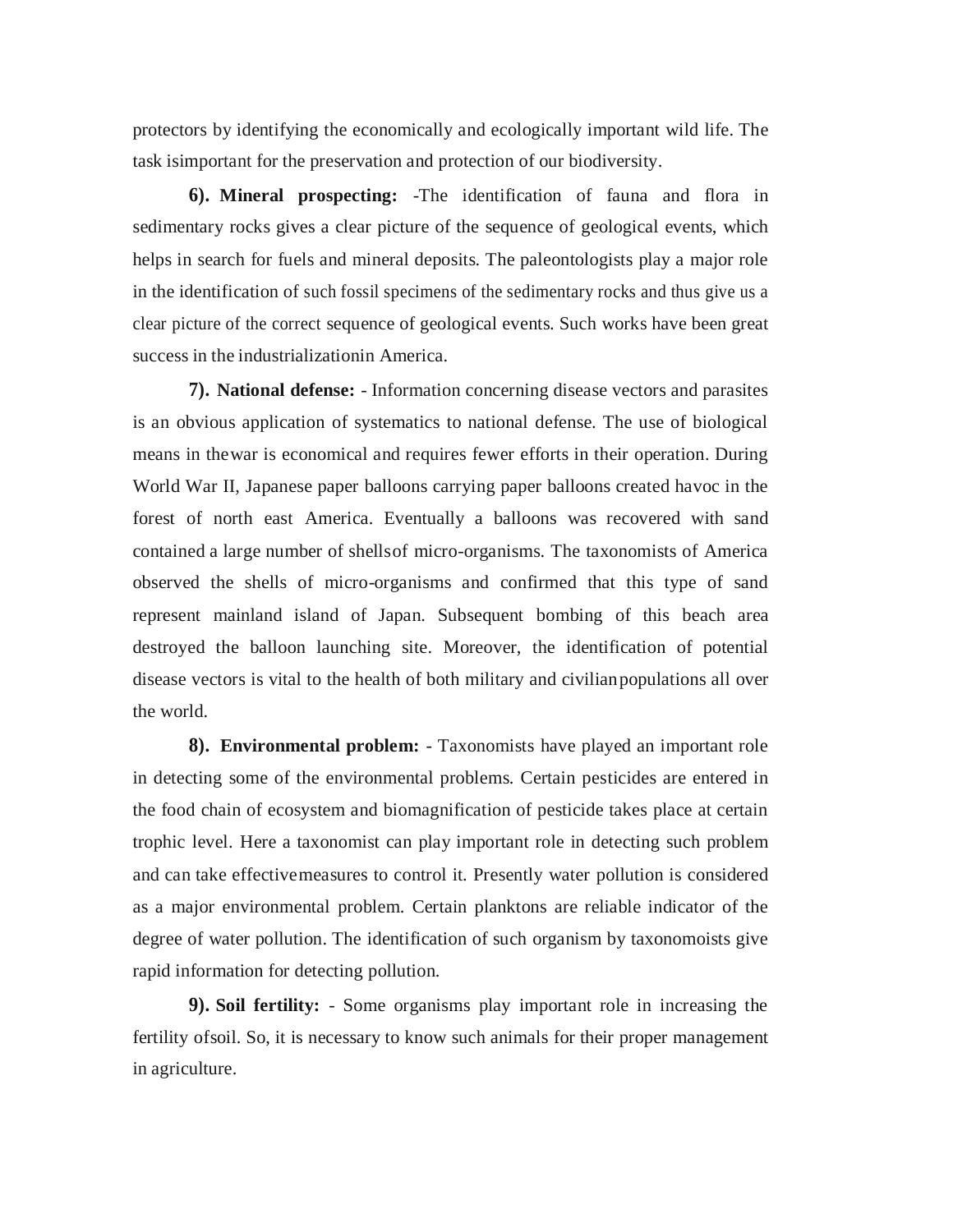protectors by identifying the economically and ecologically important wild life. The task isimportant for the preservation and protection of our biodiversity.

**6). Mineral prospecting:** -The identification of fauna and flora in sedimentary rocks gives a clear picture of the sequence of geological events, which helps in search for fuels and mineral deposits. The paleontologists play a major role in the identification of such fossil specimens of the sedimentary rocks and thus give us a clear picture of the correct sequence of geological events. Such works have been great success in the industrializationin America.

**7). National defense:** - Information concerning disease vectors and parasites is an obvious application of systematics to national defense. The use of biological means in thewar is economical and requires fewer efforts in their operation. During World War II, Japanese paper balloons carrying paper balloons created havoc in the forest of north east America. Eventually a balloons was recovered with sand contained a large number of shellsof micro-organisms. The taxonomists of America observed the shells of micro-organisms and confirmed that this type of sand represent mainland island of Japan. Subsequent bombing of this beach area destroyed the balloon launching site. Moreover, the identification of potential disease vectors is vital to the health of both military and civilianpopulations all over the world.

**8). Environmental problem:** - Taxonomists have played an important role in detecting some of the environmental problems. Certain pesticides are entered in the food chain of ecosystem and biomagnification of pesticide takes place at certain trophic level. Here a taxonomist can play important role in detecting such problem and can take effectivemeasures to control it. Presently water pollution is considered as a major environmental problem. Certain planktons are reliable indicator of the degree of water pollution. The identification of such organism by taxonomoists give rapid information for detecting pollution.

**9). Soil fertility:** - Some organisms play important role in increasing the fertility ofsoil. So, it is necessary to know such animals for their proper management in agriculture.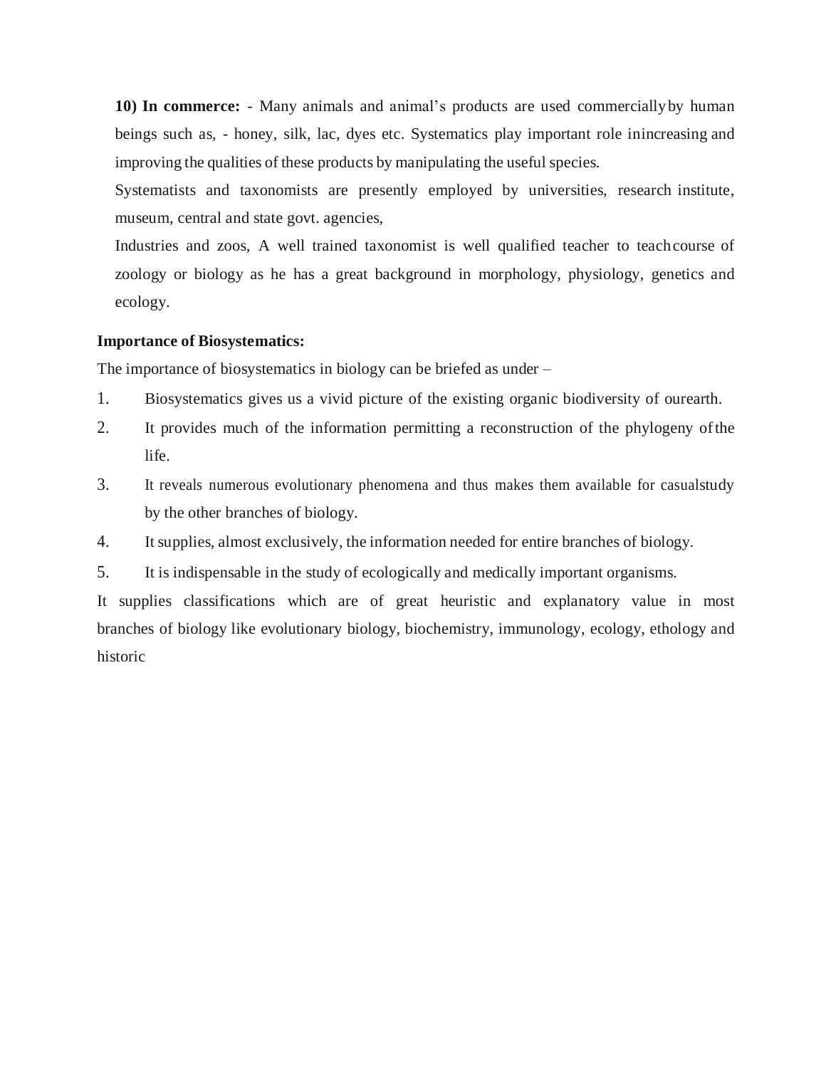**10) In commerce:** - Many animals and animal's products are used commercially by human beings such as, - honey, silk, lac, dyes etc. Systematics play important role inincreasing and improving the qualities of these products by manipulating the useful species.

Systematists and taxonomists are presently employed by universities, research institute, museum, central and state govt. agencies,

Industries and zoos, A well trained taxonomist is well qualified teacher to teachcourse of zoology or biology as he has a great background in morphology, physiology, genetics and ecology.

**Importance of Biosystematics:**

The importance of biosystematics in biology can be briefed as under –

1. Biosystematics gives us a vivid picture of the existing organic biodiversity of ourearth.
2. It provides much of the information permitting a reconstruction of the phylogeny ofthe life.
3. It reveals numerous evolutionary phenomena and thus makes them available for casualstudy by the other branches of biology.
4. It supplies, almost exclusively, the information needed for entire branches of biology.
5. It is indispensable in the study of ecologically and medically important organisms.

It supplies classifications which are of great heuristic and explanatory value in most branches of biology like evolutionary biology, biochemistry, immunology, ecology, ethology and historic